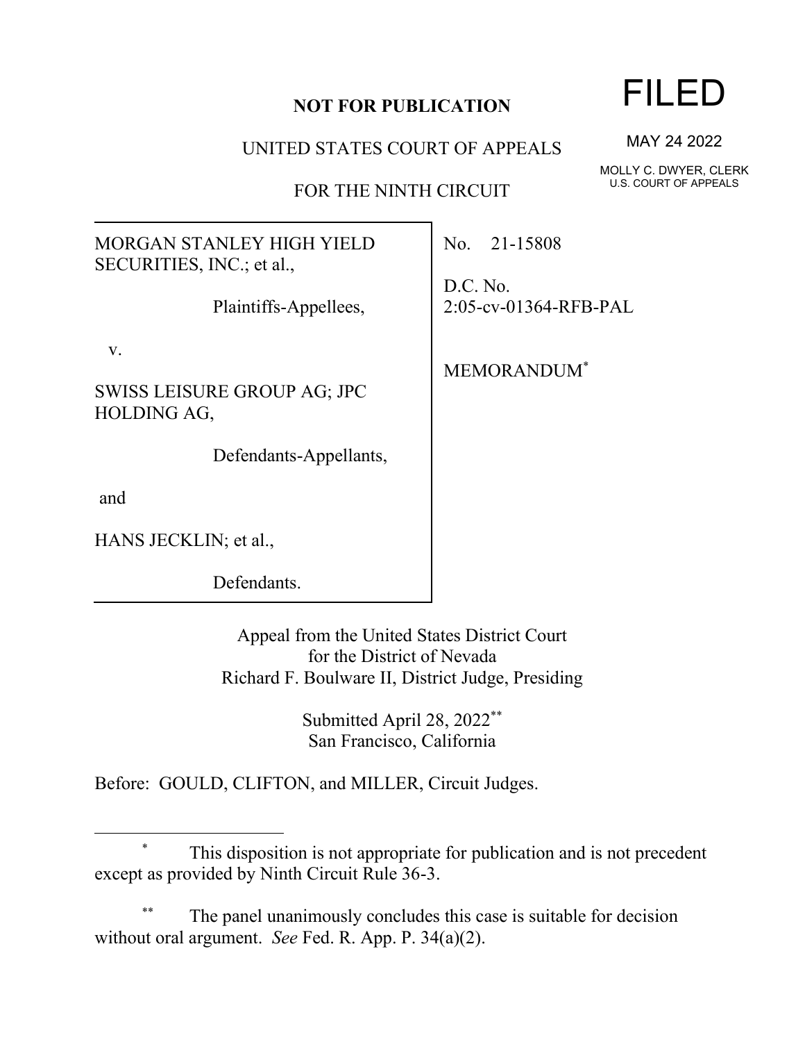**NOT FOR PUBLICATION**

# FILED

MAY 24 2022

MOLLY C. DWYER, CLERK
U.S. COURT OF APPEALS

UNITED STATES COURT OF APPEALS

FOR THE NINTH CIRCUIT

| | |
|---|---|
| MORGAN STANLEY HIGH YIELD SECURITIES, INC.; et al.,<br><br>Plaintiffs-Appellees,<br><br>v.<br><br>SWISS LEISURE GROUP AG; JPC HOLDING AG,<br><br>Defendants-Appellants,<br><br>and<br><br>HANS JECKLIN; et al.,<br><br>Defendants. | No. 21-15808<br><br>D.C. No.<br>2:05-cv-01364-RFB-PAL<br><br>MEMORANDUM* |

Appeal from the United States District Court
for the District of Nevada
Richard F. Boulware II, District Judge, Presiding

Submitted April 28, 2022**
San Francisco, California

Before: GOULD, CLIFTON, and MILLER, Circuit Judges.

---

\* This disposition is not appropriate for publication and is not precedent except as provided by Ninth Circuit Rule 36-3.

\*\* The panel unanimously concludes this case is suitable for decision without oral argument. *See* Fed. R. App. P. 34(a)(2).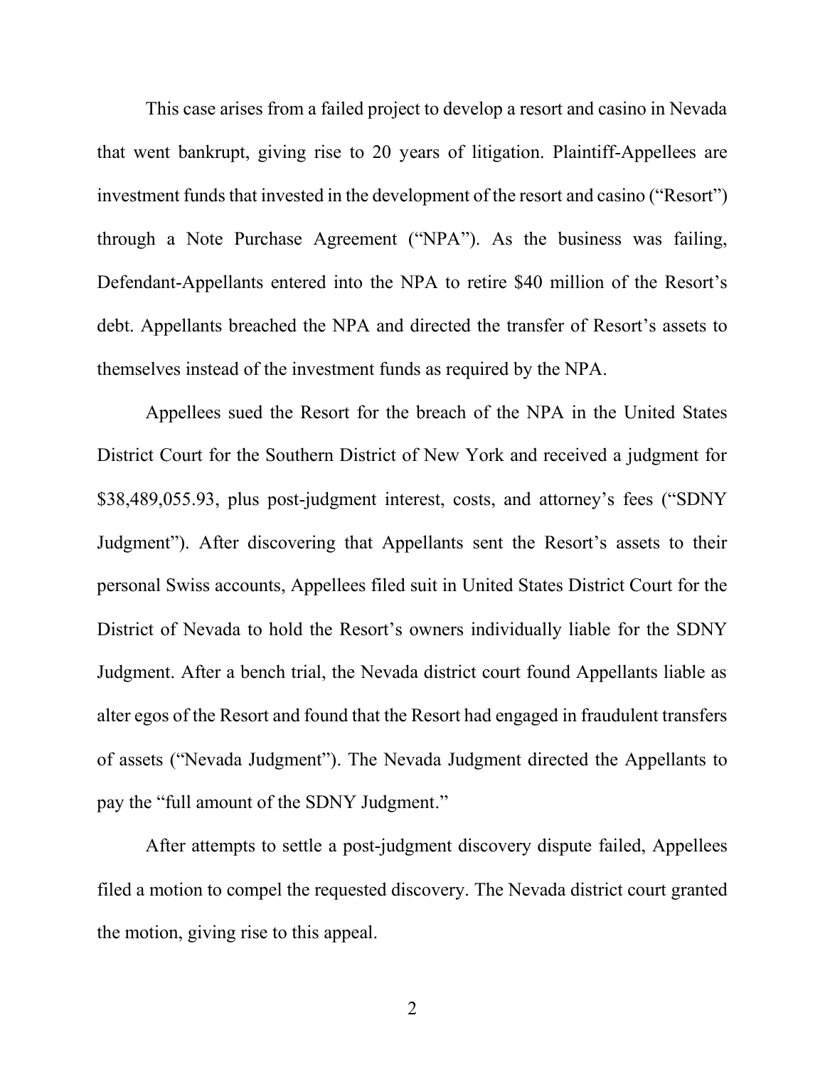This case arises from a failed project to develop a resort and casino in Nevada that went bankrupt, giving rise to 20 years of litigation. Plaintiff-Appellees are investment funds that invested in the development of the resort and casino ("Resort") through a Note Purchase Agreement ("NPA"). As the business was failing, Defendant-Appellants entered into the NPA to retire $40 million of the Resort's debt. Appellants breached the NPA and directed the transfer of Resort's assets to themselves instead of the investment funds as required by the NPA.

Appellees sued the Resort for the breach of the NPA in the United States District Court for the Southern District of New York and received a judgment for $38,489,055.93, plus post-judgment interest, costs, and attorney's fees ("SDNY Judgment"). After discovering that Appellants sent the Resort's assets to their personal Swiss accounts, Appellees filed suit in United States District Court for the District of Nevada to hold the Resort's owners individually liable for the SDNY Judgment. After a bench trial, the Nevada district court found Appellants liable as alter egos of the Resort and found that the Resort had engaged in fraudulent transfers of assets ("Nevada Judgment"). The Nevada Judgment directed the Appellants to pay the "full amount of the SDNY Judgment."

After attempts to settle a post-judgment discovery dispute failed, Appellees filed a motion to compel the requested discovery. The Nevada district court granted the motion, giving rise to this appeal.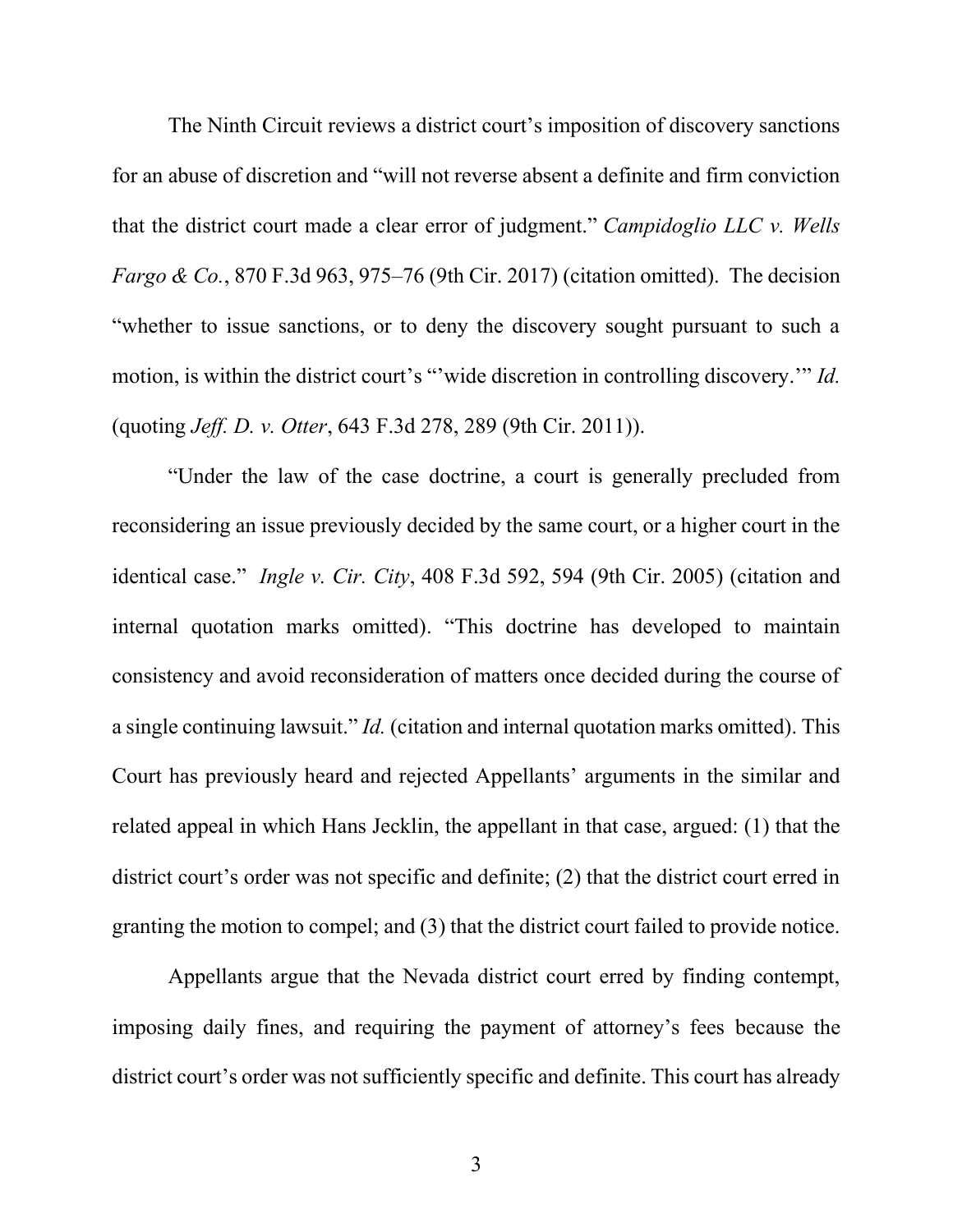The Ninth Circuit reviews a district court's imposition of discovery sanctions for an abuse of discretion and "will not reverse absent a definite and firm conviction that the district court made a clear error of judgment." *Campidoglio LLC v. Wells Fargo & Co.*, 870 F.3d 963, 975–76 (9th Cir. 2017) (citation omitted). The decision "whether to issue sanctions, or to deny the discovery sought pursuant to such a motion, is within the district court's "'wide discretion in controlling discovery.'" *Id.* (quoting *Jeff. D. v. Otter*, 643 F.3d 278, 289 (9th Cir. 2011)).

"Under the law of the case doctrine, a court is generally precluded from reconsidering an issue previously decided by the same court, or a higher court in the identical case." *Ingle v. Cir. City*, 408 F.3d 592, 594 (9th Cir. 2005) (citation and internal quotation marks omitted). "This doctrine has developed to maintain consistency and avoid reconsideration of matters once decided during the course of a single continuing lawsuit." *Id.* (citation and internal quotation marks omitted). This Court has previously heard and rejected Appellants' arguments in the similar and related appeal in which Hans Jecklin, the appellant in that case, argued: (1) that the district court's order was not specific and definite; (2) that the district court erred in granting the motion to compel; and (3) that the district court failed to provide notice.

Appellants argue that the Nevada district court erred by finding contempt, imposing daily fines, and requiring the payment of attorney's fees because the district court's order was not sufficiently specific and definite. This court has already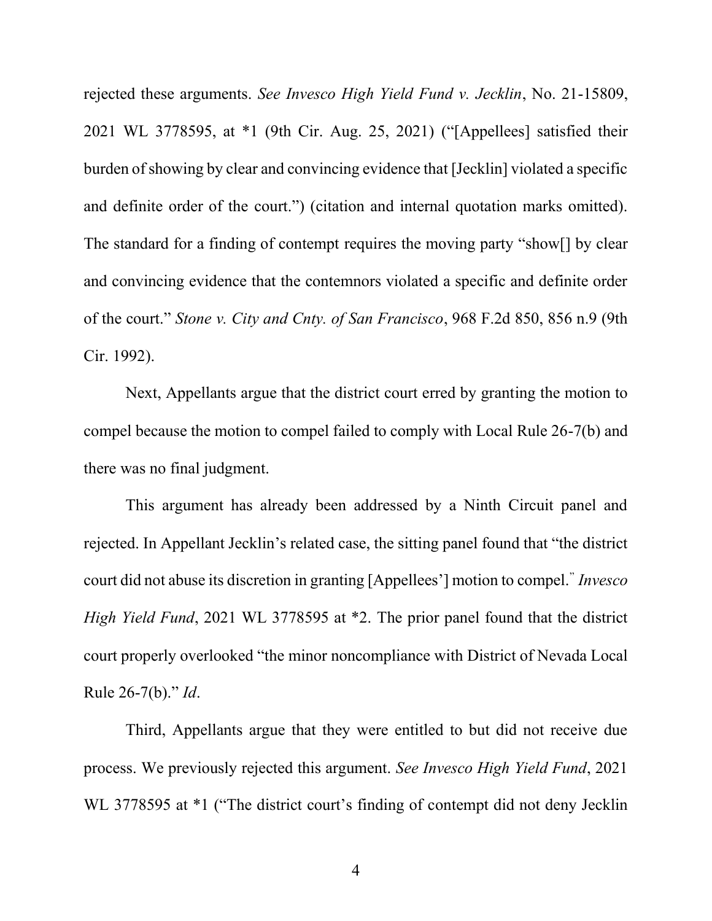rejected these arguments. *See Invesco High Yield Fund v. Jecklin*, No. 21-15809, 2021 WL 3778595, at *1 (9th Cir. Aug. 25, 2021) ("[Appellees] satisfied their burden of showing by clear and convincing evidence that [Jecklin] violated a specific and definite order of the court.") (citation and internal quotation marks omitted). The standard for a finding of contempt requires the moving party "show[] by clear and convincing evidence that the contemnors violated a specific and definite order of the court." *Stone v. City and Cnty. of San Francisco*, 968 F.2d 850, 856 n.9 (9th Cir. 1992).

Next, Appellants argue that the district court erred by granting the motion to compel because the motion to compel failed to comply with Local Rule 26-7(b) and there was no final judgment.

This argument has already been addressed by a Ninth Circuit panel and rejected. In Appellant Jecklin's related case, the sitting panel found that "the district court did not abuse its discretion in granting [Appellees'] motion to compel." *Invesco High Yield Fund*, 2021 WL 3778595 at *2. The prior panel found that the district court properly overlooked "the minor noncompliance with District of Nevada Local Rule 26-7(b)." *Id*.

Third, Appellants argue that they were entitled to but did not receive due process. We previously rejected this argument. *See Invesco High Yield Fund*, 2021 WL 3778595 at *1 ("The district court's finding of contempt did not deny Jecklin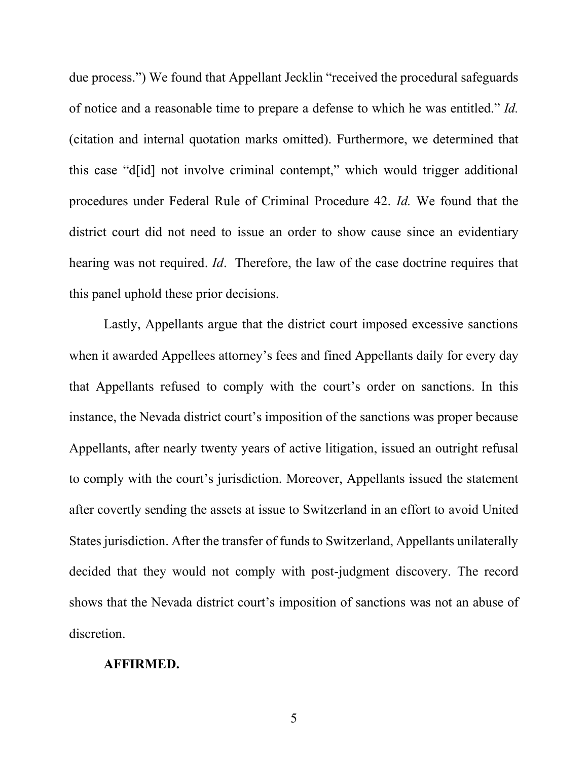due process.") We found that Appellant Jecklin "received the procedural safeguards of notice and a reasonable time to prepare a defense to which he was entitled." *Id.* (citation and internal quotation marks omitted). Furthermore, we determined that this case "d[id] not involve criminal contempt," which would trigger additional procedures under Federal Rule of Criminal Procedure 42. *Id.* We found that the district court did not need to issue an order to show cause since an evidentiary hearing was not required. *Id*. Therefore, the law of the case doctrine requires that this panel uphold these prior decisions.

Lastly, Appellants argue that the district court imposed excessive sanctions when it awarded Appellees attorney's fees and fined Appellants daily for every day that Appellants refused to comply with the court's order on sanctions. In this instance, the Nevada district court's imposition of the sanctions was proper because Appellants, after nearly twenty years of active litigation, issued an outright refusal to comply with the court's jurisdiction. Moreover, Appellants issued the statement after covertly sending the assets at issue to Switzerland in an effort to avoid United States jurisdiction. After the transfer of funds to Switzerland, Appellants unilaterally decided that they would not comply with post-judgment discovery. The record shows that the Nevada district court's imposition of sanctions was not an abuse of discretion.

**AFFIRMED.**